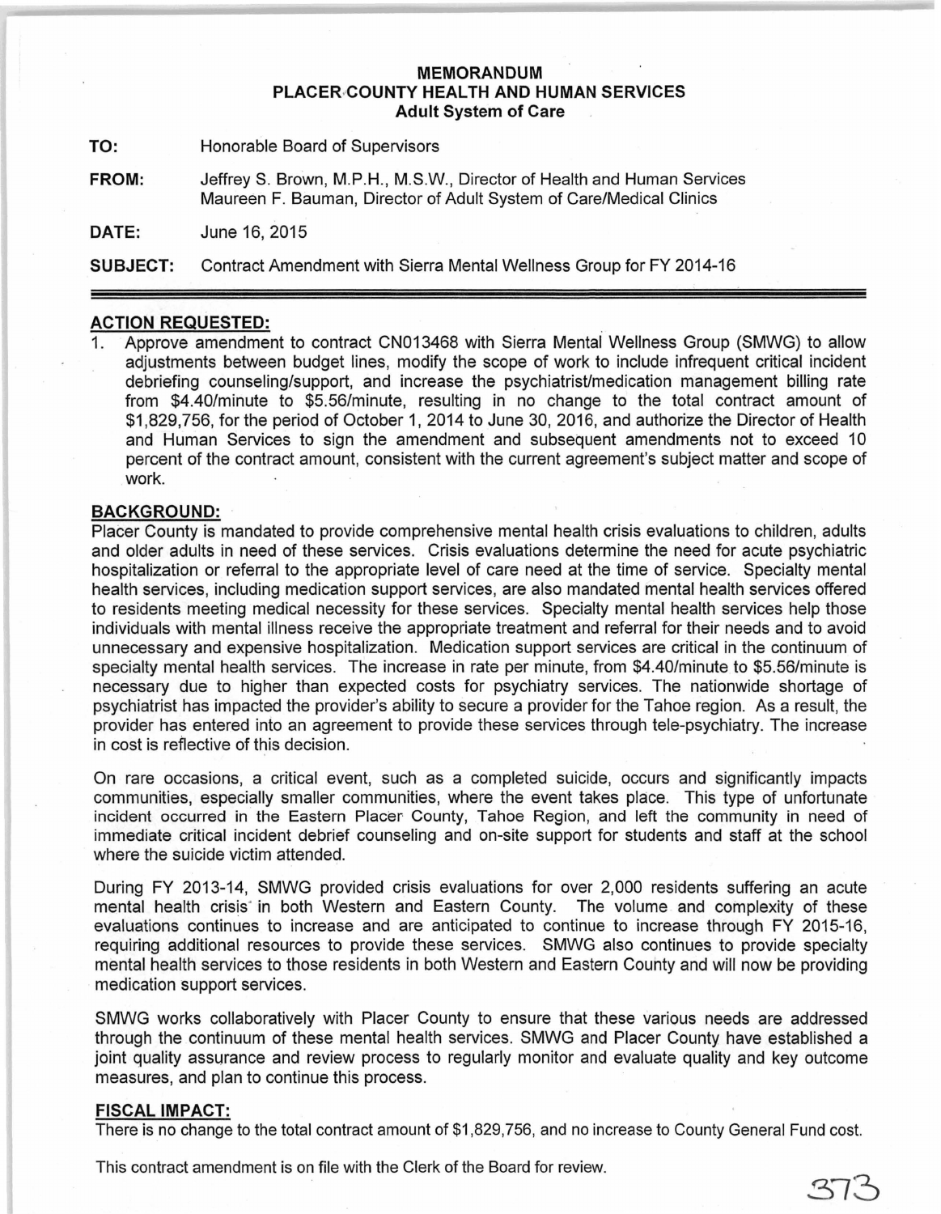# MEMORANDUM
## PLACER COUNTY HEALTH AND HUMAN SERVICES
### Adult System of Care

**TO:** Honorable Board of Supervisors

**FROM:** Jeffrey S. Brown, M.P.H., M.S.W., Director of Health and Human Services
Maureen F. Bauman, Director of Adult System of Care/Medical Clinics

**DATE:** June 16, 2015

**SUBJECT:** Contract Amendment with Sierra Mental Wellness Group for FY 2014-16

---

**ACTION REQUESTED:**

1. Approve amendment to contract CN013468 with Sierra Mental Wellness Group (SMWG) to allow adjustments between budget lines, modify the scope of work to include infrequent critical incident debriefing counseling/support, and increase the psychiatrist/medication management billing rate from $4.40/minute to $5.56/minute, resulting in no change to the total contract amount of $1,829,756, for the period of October 1, 2014 to June 30, 2016, and authorize the Director of Health and Human Services to sign the amendment and subsequent amendments not to exceed 10 percent of the contract amount, consistent with the current agreement's subject matter and scope of work.

**BACKGROUND:**

Placer County is mandated to provide comprehensive mental health crisis evaluations to children, adults and older adults in need of these services. Crisis evaluations determine the need for acute psychiatric hospitalization or referral to the appropriate level of care need at the time of service. Specialty mental health services, including medication support services, are also mandated mental health services offered to residents meeting medical necessity for these services. Specialty mental health services help those individuals with mental illness receive the appropriate treatment and referral for their needs and to avoid unnecessary and expensive hospitalization. Medication support services are critical in the continuum of specialty mental health services. The increase in rate per minute, from $4.40/minute to $5.56/minute is necessary due to higher than expected costs for psychiatry services. The nationwide shortage of psychiatrist has impacted the provider's ability to secure a provider for the Tahoe region. As a result, the provider has entered into an agreement to provide these services through tele-psychiatry. The increase in cost is reflective of this decision.

On rare occasions, a critical event, such as a completed suicide, occurs and significantly impacts communities, especially smaller communities, where the event takes place. This type of unfortunate incident occurred in the Eastern Placer County, Tahoe Region, and left the community in need of immediate critical incident debrief counseling and on-site support for students and staff at the school where the suicide victim attended.

During FY 2013-14, SMWG provided crisis evaluations for over 2,000 residents suffering an acute mental health crisis in both Western and Eastern County. The volume and complexity of these evaluations continues to increase and are anticipated to continue to increase through FY 2015-16, requiring additional resources to provide these services. SMWG also continues to provide specialty mental health services to those residents in both Western and Eastern County and will now be providing medication support services.

SMWG works collaboratively with Placer County to ensure that these various needs are addressed through the continuum of these mental health services. SMWG and Placer County have established a joint quality assurance and review process to regularly monitor and evaluate quality and key outcome measures, and plan to continue this process.

**FISCAL IMPACT:**

There is no change to the total contract amount of $1,829,756, and no increase to County General Fund cost.

This contract amendment is on file with the Clerk of the Board for review.